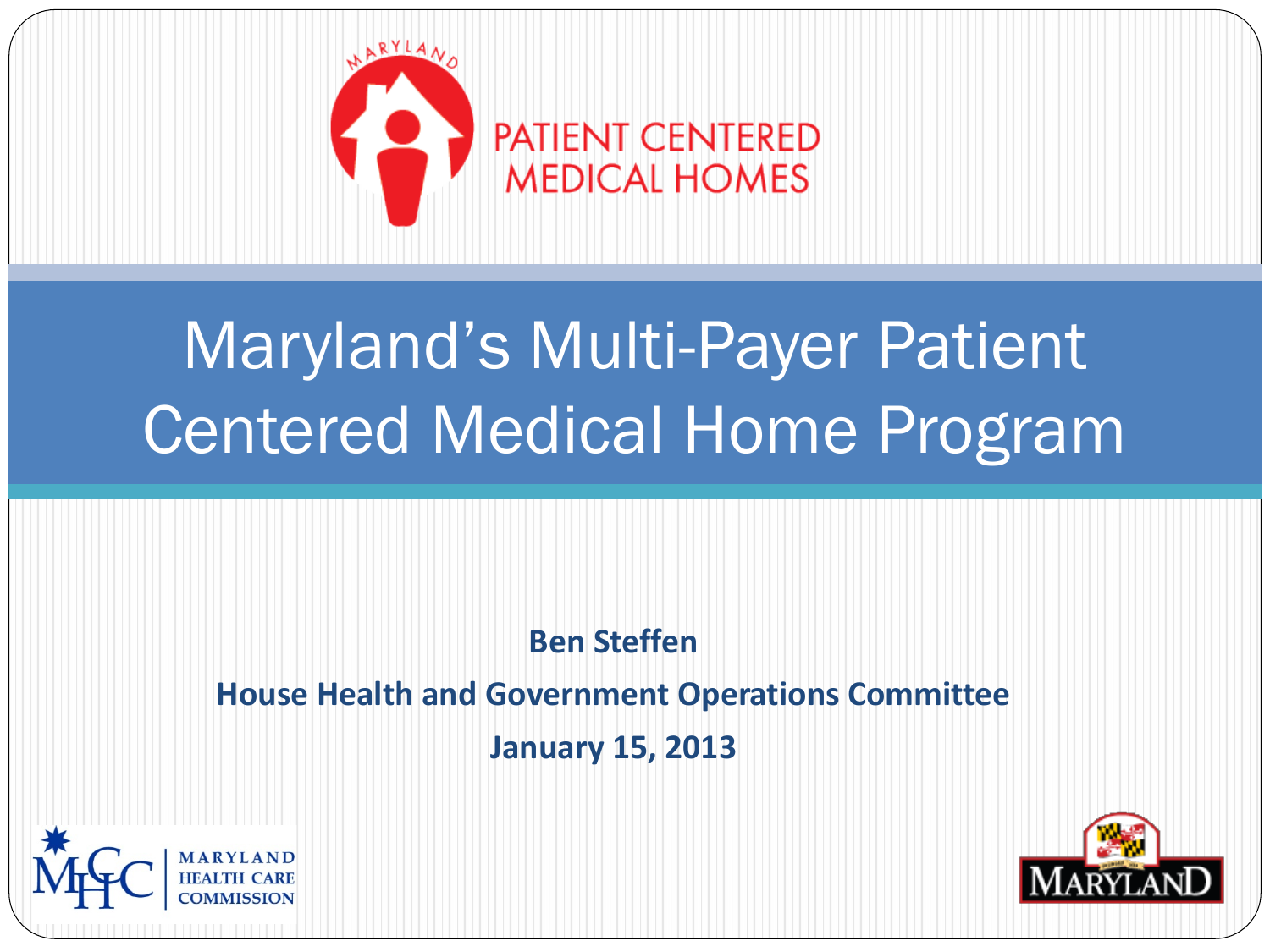PATIENT CENTERED MEDICAL HOMES

# Maryland's Multi-Payer Patient Centered Medical Home Program

**Ben Steffen**

**House Health and Government Operations Committee**

**January 15, 2013**

MARYLAND HEALTH CARE COMMISSION

MARYLAND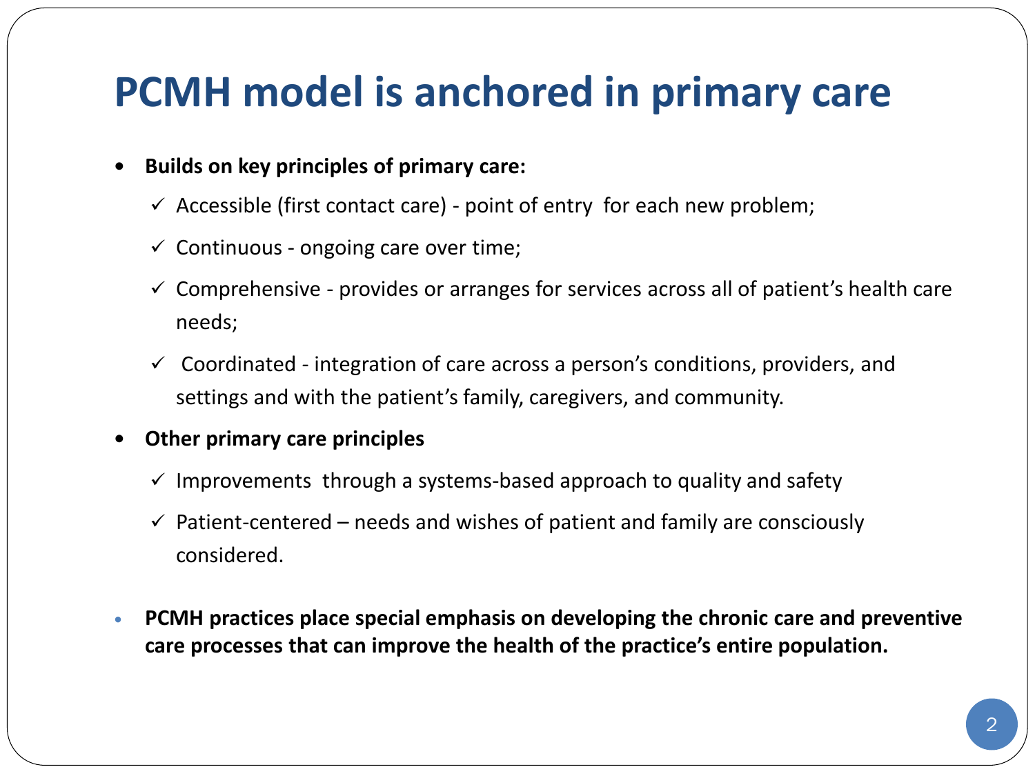# PCMH model is anchored in primary care

- **Builds on key principles of primary care:**
  - ✓ Accessible (first contact care) - point of entry for each new problem;
  - ✓ Continuous - ongoing care over time;
  - ✓ Comprehensive - provides or arranges for services across all of patient's health care needs;
  - ✓ Coordinated - integration of care across a person's conditions, providers, and settings and with the patient's family, caregivers, and community.
- **Other primary care principles**
  - ✓ Improvements through a systems-based approach to quality and safety
  - ✓ Patient-centered – needs and wishes of patient and family are consciously considered.
- **PCMH practices place special emphasis on developing the chronic care and preventive care processes that can improve the health of the practice's entire population.**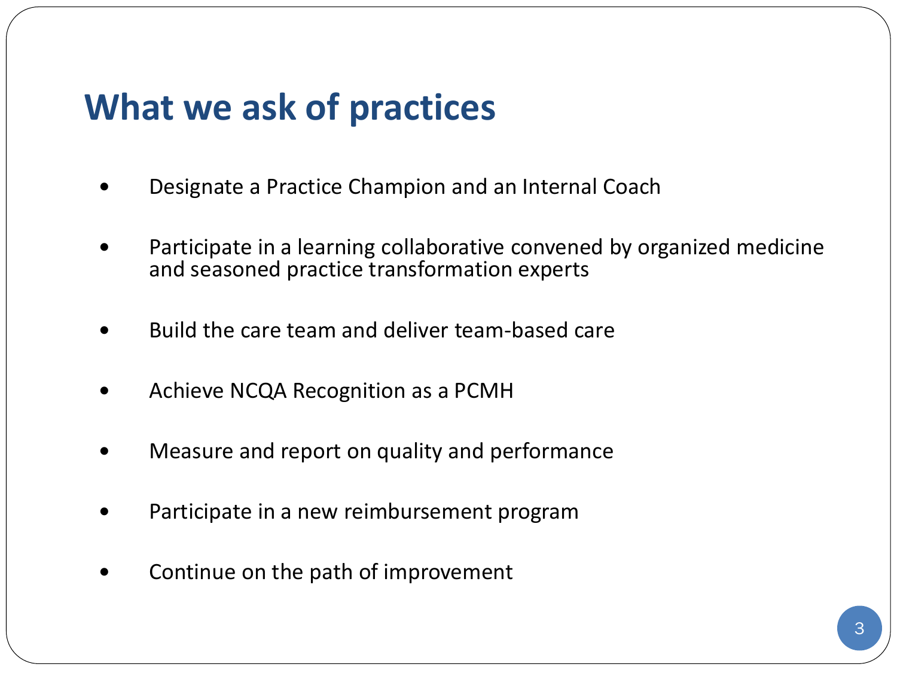# What we ask of practices

- Designate a Practice Champion and an Internal Coach
- Participate in a learning collaborative convened by organized medicine and seasoned practice transformation experts
- Build the care team and deliver team-based care
- Achieve NCQA Recognition as a PCMH
- Measure and report on quality and performance
- Participate in a new reimbursement program
- Continue on the path of improvement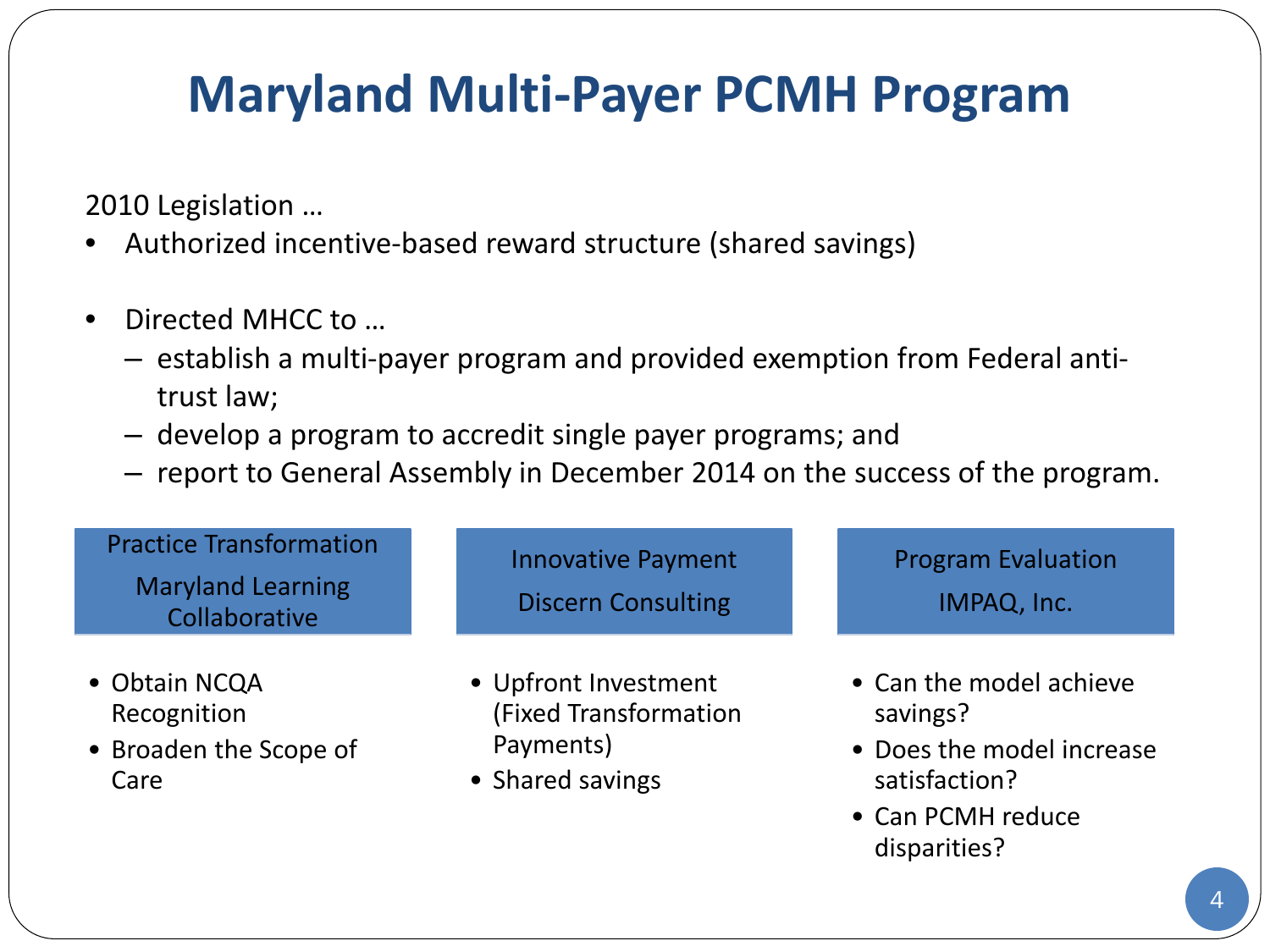# Maryland Multi-Payer PCMH Program

2010 Legislation …

- Authorized incentive-based reward structure (shared savings)

- Directed MHCC to …
  - establish a multi-payer program and provided exemption from Federal anti-trust law;
  - develop a program to accredit single payer programs; and
  - report to General Assembly in December 2014 on the success of the program.

### Practice Transformation — Maryland Learning Collaborative

- Obtain NCQA Recognition
- Broaden the Scope of Care

### Innovative Payment — Discern Consulting

- Upfront Investment (Fixed Transformation Payments)
- Shared savings

### Program Evaluation — IMPAQ, Inc.

- Can the model achieve savings?
- Does the model increase satisfaction?
- Can PCMH reduce disparities?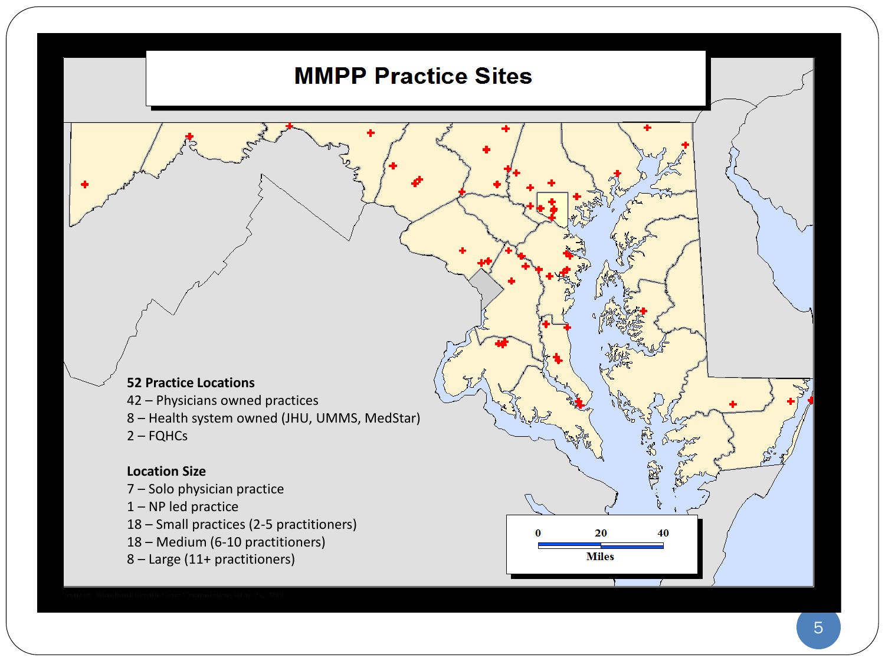# MMPP Practice Sites

**52 Practice Locations**
42 – Physicians owned practices
8 – Health system owned (JHU, UMMS, MedStar)
2 – FQHCs

**Location Size**
7 – Solo physician practice
1 – NP led practice
18 – Small practices (2-5 practitioners)
18 – Medium (6-10 practitioners)
8 – Large (11+ practitioners)

0 20 40
Miles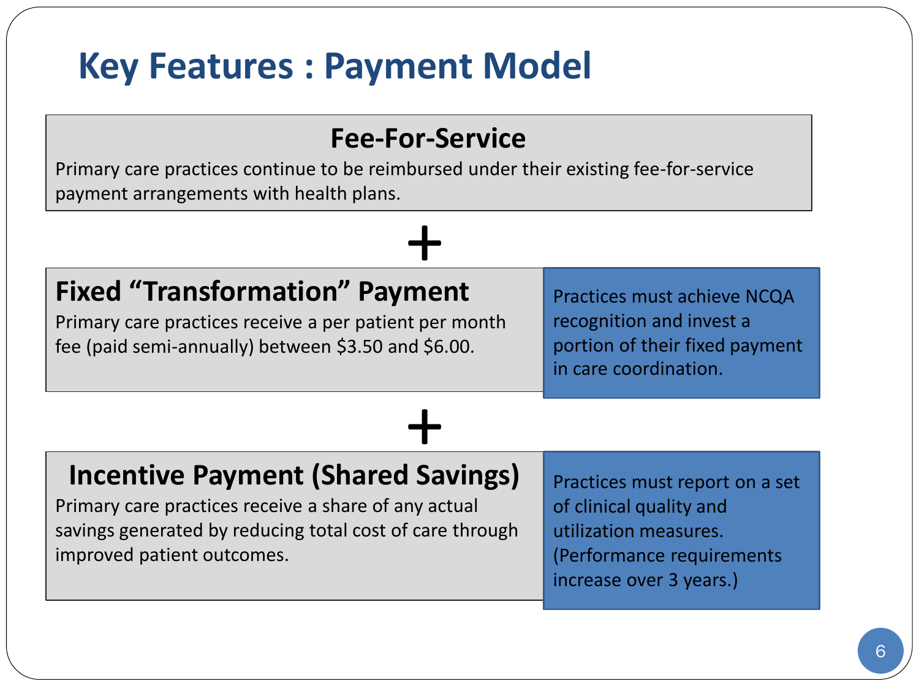# Key Features : Payment Model

## Fee-For-Service

Primary care practices continue to be reimbursed under their existing fee-for-service payment arrangements with health plans.

**+**

## Fixed "Transformation" Payment

Primary care practices receive a per patient per month fee (paid semi-annually) between $3.50 and $6.00.

Practices must achieve NCQA recognition and invest a portion of their fixed payment in care coordination.

**+**

## Incentive Payment (Shared Savings)

Primary care practices receive a share of any actual savings generated by reducing total cost of care through improved patient outcomes.

Practices must report on a set of clinical quality and utilization measures. (Performance requirements increase over 3 years.)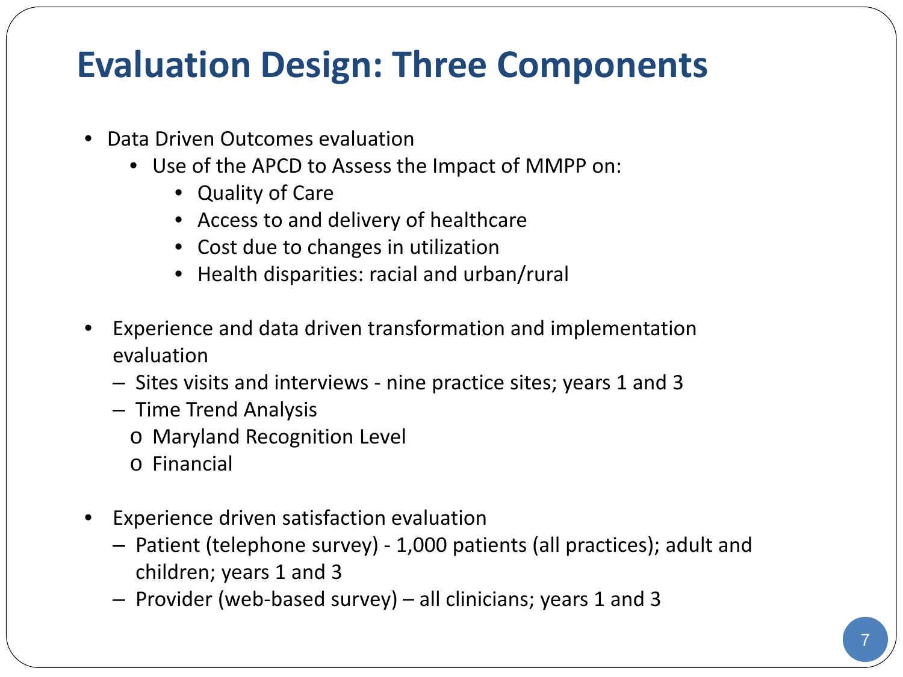# Evaluation Design: Three Components

- Data Driven Outcomes evaluation
  - Use of the APCD to Assess the Impact of MMPP on:
    - Quality of Care
    - Access to and delivery of healthcare
    - Cost due to changes in utilization
    - Health disparities: racial and urban/rural

- Experience and data driven transformation and implementation evaluation
  - Sites visits and interviews - nine practice sites; years 1 and 3
  - Time Trend Analysis
    - Maryland Recognition Level
    - Financial

- Experience driven satisfaction evaluation
  - Patient (telephone survey) - 1,000 patients (all practices); adult and children; years 1 and 3
  - Provider (web-based survey) – all clinicians; years 1 and 3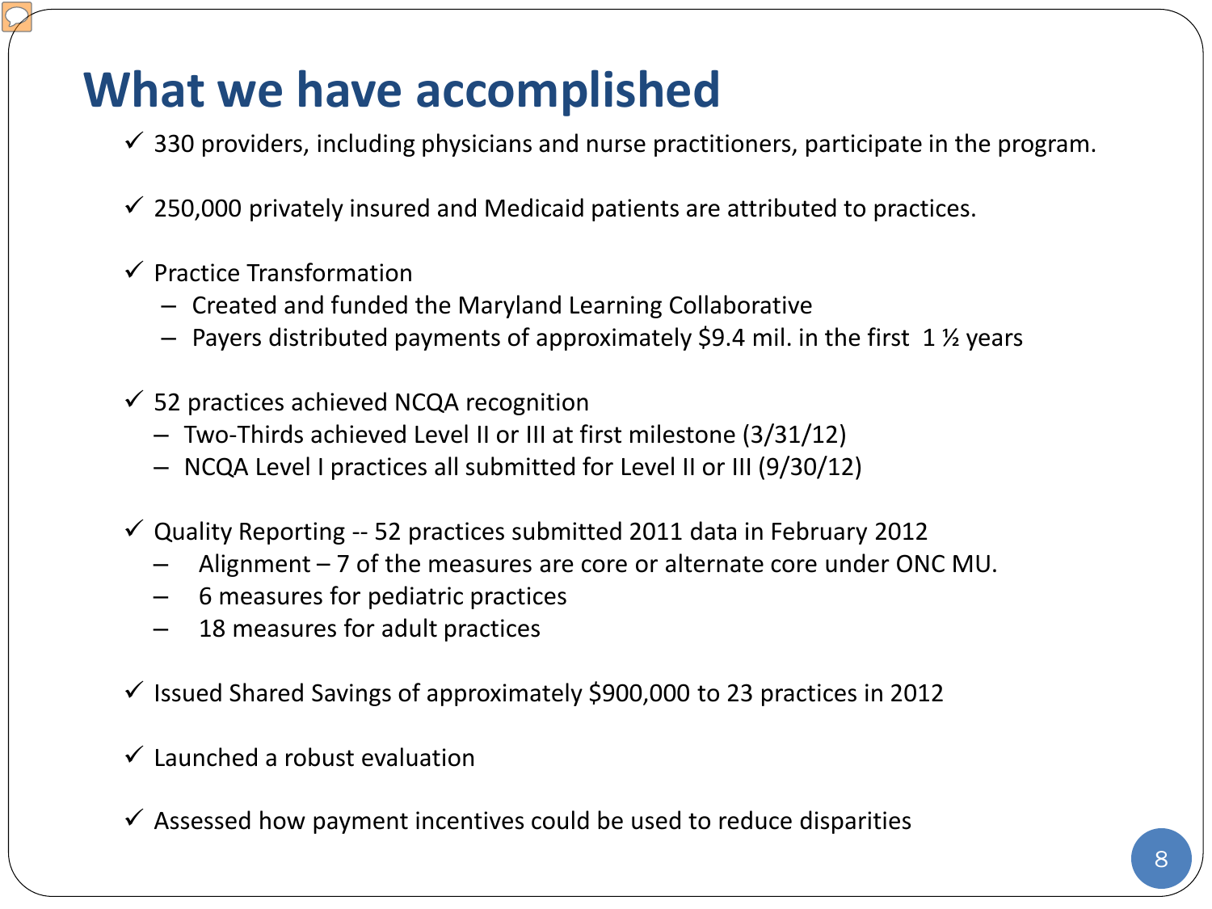# What we have accomplished

- ✓ 330 providers, including physicians and nurse practitioners, participate in the program.
- ✓ 250,000 privately insured and Medicaid patients are attributed to practices.
- ✓ Practice Transformation
  - Created and funded the Maryland Learning Collaborative
  - Payers distributed payments of approximately $9.4 mil. in the first 1 ½ years
- ✓ 52 practices achieved NCQA recognition
  - Two-Thirds achieved Level II or III at first milestone (3/31/12)
  - NCQA Level I practices all submitted for Level II or III (9/30/12)
- ✓ Quality Reporting -- 52 practices submitted 2011 data in February 2012
  - Alignment – 7 of the measures are core or alternate core under ONC MU.
  - 6 measures for pediatric practices
  - 18 measures for adult practices
- ✓ Issued Shared Savings of approximately $900,000 to 23 practices in 2012
- ✓ Launched a robust evaluation
- ✓ Assessed how payment incentives could be used to reduce disparities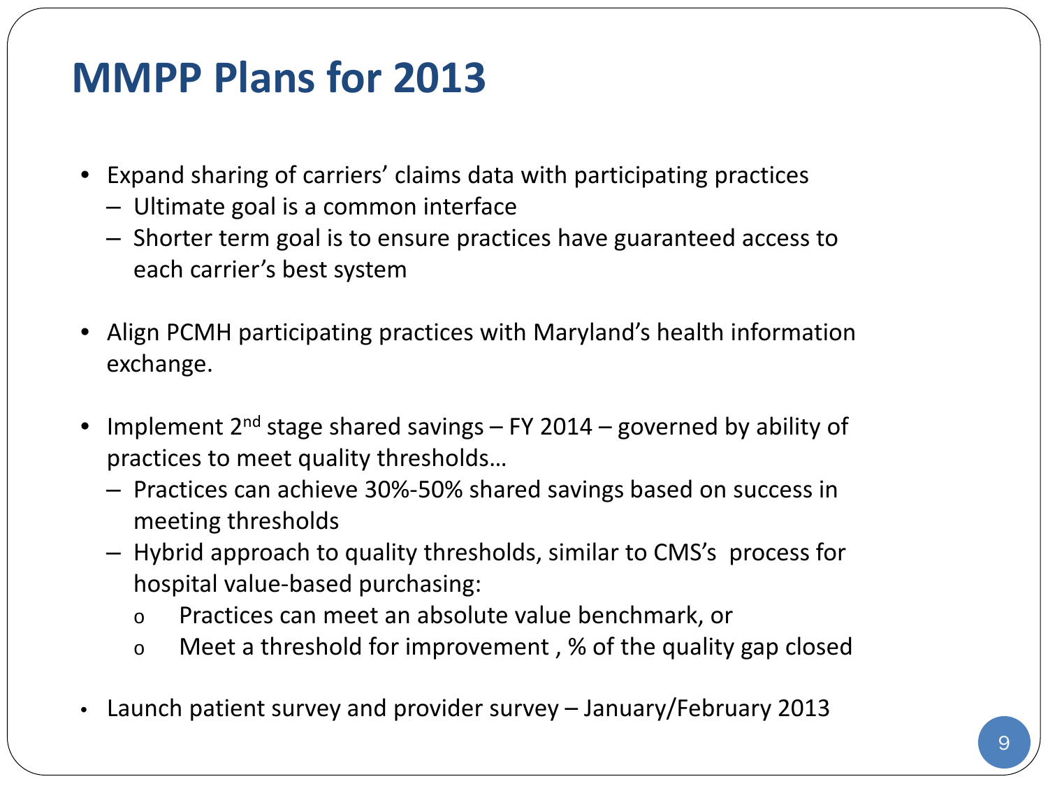# MMPP Plans for 2013

- Expand sharing of carriers' claims data with participating practices
  - Ultimate goal is a common interface
  - Shorter term goal is to ensure practices have guaranteed access to each carrier's best system

- Align PCMH participating practices with Maryland's health information exchange.

- Implement 2nd stage shared savings – FY 2014 – governed by ability of practices to meet quality thresholds…
  - Practices can achieve 30%-50% shared savings based on success in meeting thresholds
  - Hybrid approach to quality thresholds, similar to CMS's process for hospital value-based purchasing:
    - Practices can meet an absolute value benchmark, or
    - Meet a threshold for improvement , % of the quality gap closed

- Launch patient survey and provider survey – January/February 2013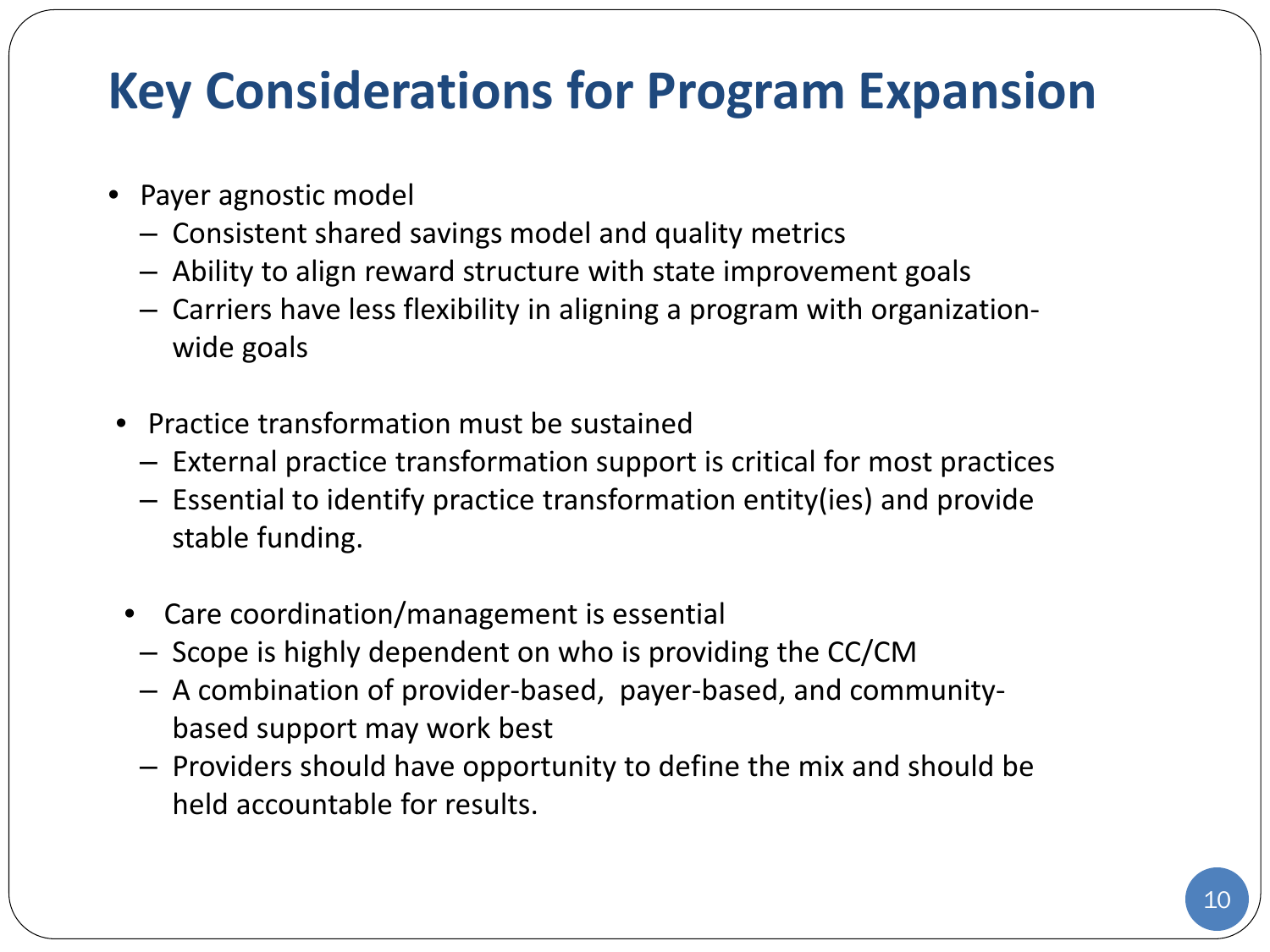# Key Considerations for Program Expansion

- Payer agnostic model
  - Consistent shared savings model and quality metrics
  - Ability to align reward structure with state improvement goals
  - Carriers have less flexibility in aligning a program with organization-wide goals

- Practice transformation must be sustained
  - External practice transformation support is critical for most practices
  - Essential to identify practice transformation entity(ies) and provide stable funding.

- Care coordination/management is essential
  - Scope is highly dependent on who is providing the CC/CM
  - A combination of provider-based, payer-based, and community-based support may work best
  - Providers should have opportunity to define the mix and should be held accountable for results.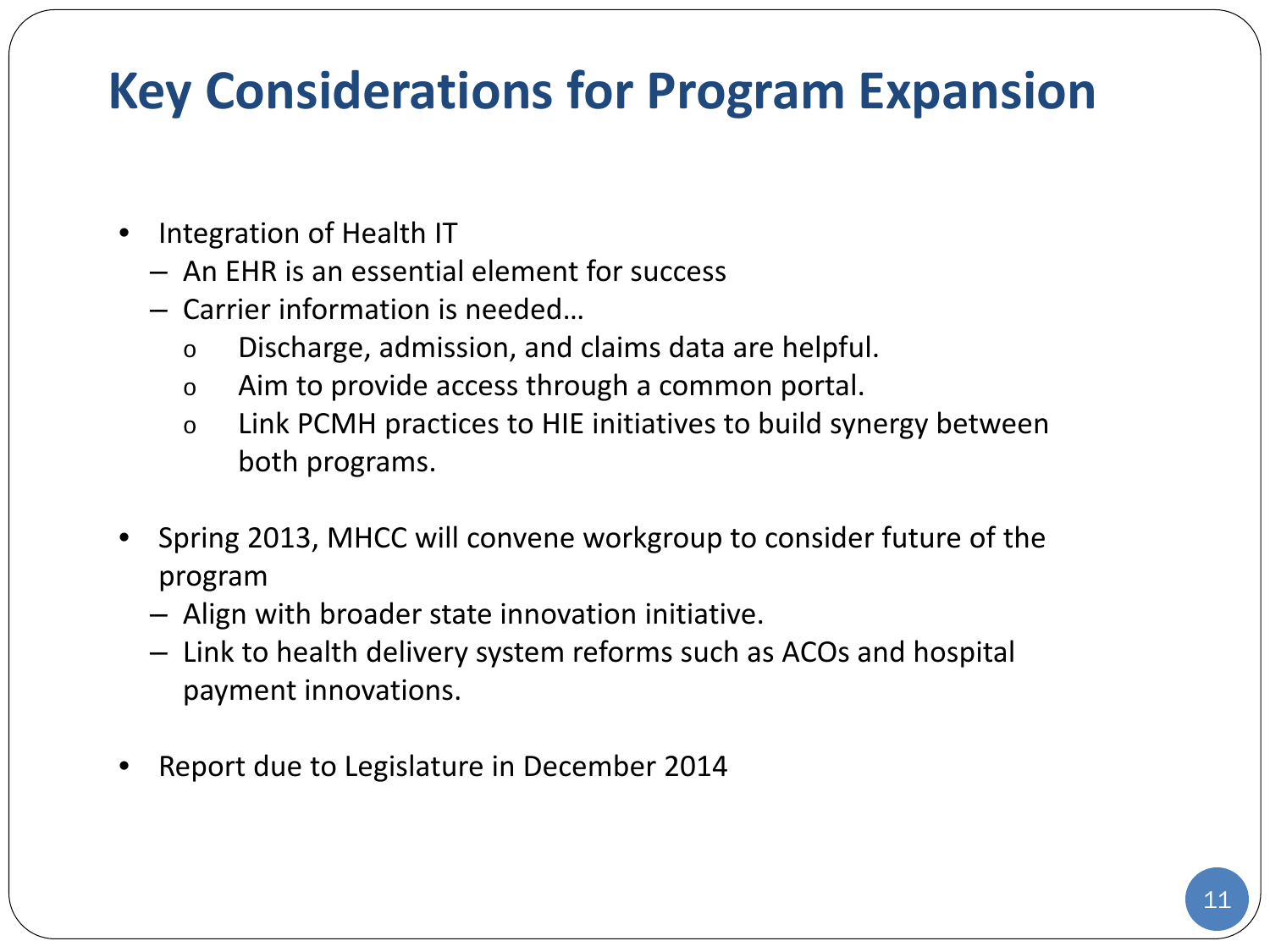# Key Considerations for Program Expansion

- Integration of Health IT
  - An EHR is an essential element for success
  - Carrier information is needed…
    - Discharge, admission, and claims data are helpful.
    - Aim to provide access through a common portal.
    - Link PCMH practices to HIE initiatives to build synergy between both programs.
- Spring 2013, MHCC will convene workgroup to consider future of the program
  - Align with broader state innovation initiative.
  - Link to health delivery system reforms such as ACOs and hospital payment innovations.
- Report due to Legislature in December 2014